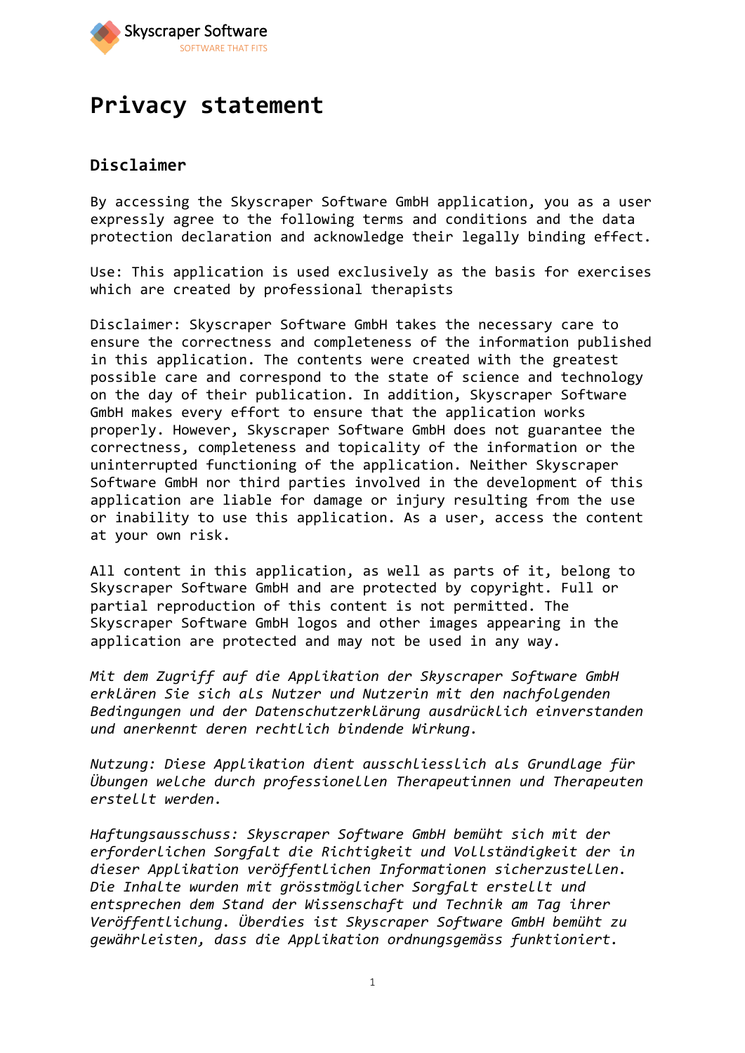Skyscraper Software
SOFTWARE THAT FITS

# Privacy statement

## Disclaimer

By accessing the Skyscraper Software GmbH application, you as a user expressly agree to the following terms and conditions and the data protection declaration and acknowledge their legally binding effect.

Use: This application is used exclusively as the basis for exercises which are created by professional therapists

Disclaimer: Skyscraper Software GmbH takes the necessary care to ensure the correctness and completeness of the information published in this application. The contents were created with the greatest possible care and correspond to the state of science and technology on the day of their publication. In addition, Skyscraper Software GmbH makes every effort to ensure that the application works properly. However, Skyscraper Software GmbH does not guarantee the correctness, completeness and topicality of the information or the uninterrupted functioning of the application. Neither Skyscraper Software GmbH nor third parties involved in the development of this application are liable for damage or injury resulting from the use or inability to use this application. As a user, access the content at your own risk.

All content in this application, as well as parts of it, belong to Skyscraper Software GmbH and are protected by copyright. Full or partial reproduction of this content is not permitted. The Skyscraper Software GmbH logos and other images appearing in the application are protected and may not be used in any way.

*Mit dem Zugriff auf die Applikation der Skyscraper Software GmbH erklären Sie sich als Nutzer und Nutzerin mit den nachfolgenden Bedingungen und der Datenschutzerklärung ausdrücklich einverstanden und anerkennt deren rechtlich bindende Wirkung.*

*Nutzung: Diese Applikation dient ausschliesslich als Grundlage für Übungen welche durch professionellen Therapeutinnen und Therapeuten erstellt werden.*

*Haftungsausschuss: Skyscraper Software GmbH bemüht sich mit der erforderlichen Sorgfalt die Richtigkeit und Vollständigkeit der in dieser Applikation veröffentlichen Informationen sicherzustellen. Die Inhalte wurden mit grösstmöglicher Sorgfalt erstellt und entsprechen dem Stand der Wissenschaft und Technik am Tag ihrer Veröffentlichung. Überdies ist Skyscraper Software GmbH bemüht zu gewährleisten, dass die Applikation ordnungsgemäss funktioniert.*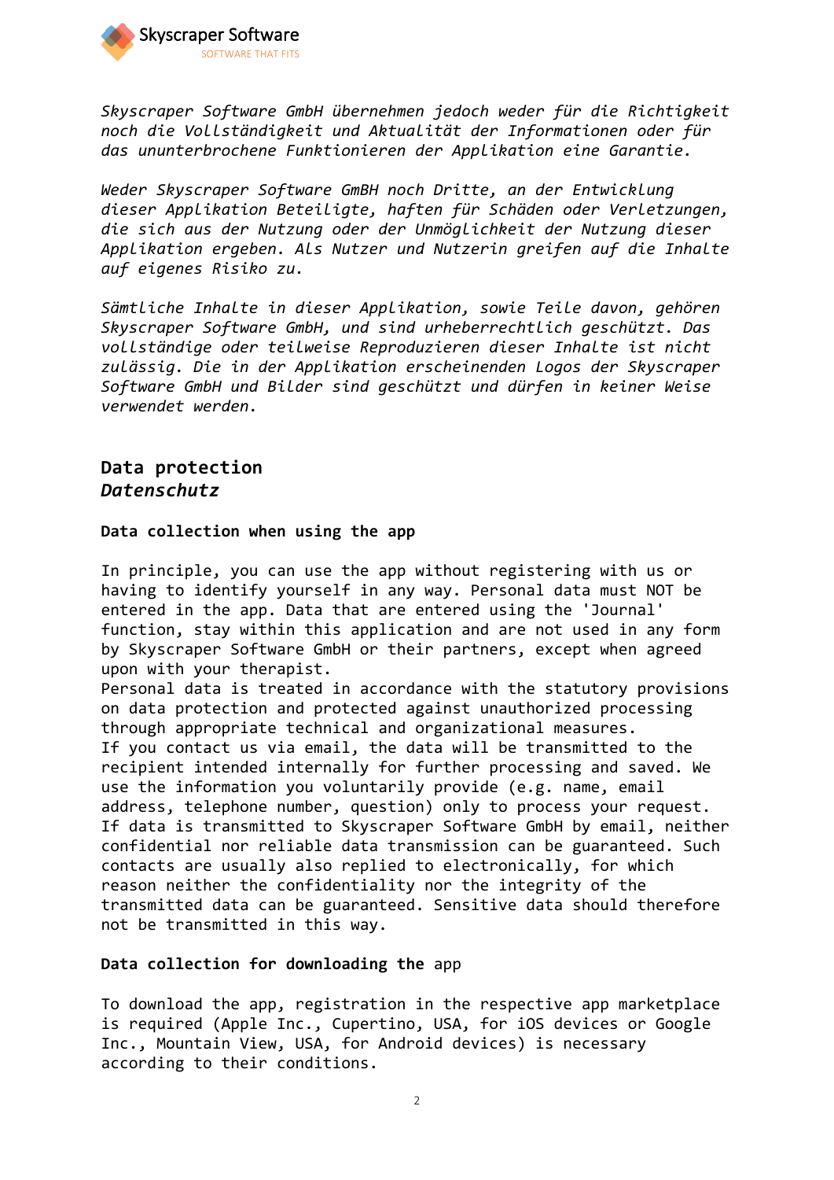*Skyscraper Software GmbH übernehmen jedoch weder für die Richtigkeit noch die Vollständigkeit und Aktualität der Informationen oder für das ununterbrochene Funktionieren der Applikation eine Garantie.*

*Weder Skyscraper Software GmBH noch Dritte, an der Entwicklung dieser Applikation Beteiligte, haften für Schäden oder Verletzungen, die sich aus der Nutzung oder der Unmöglichkeit der Nutzung dieser Applikation ergeben. Als Nutzer und Nutzerin greifen auf die Inhalte auf eigenes Risiko zu.*

*Sämtliche Inhalte in dieser Applikation, sowie Teile davon, gehören Skyscraper Software GmbH, und sind urheberrechtlich geschützt. Das vollständige oder teilweise Reproduzieren dieser Inhalte ist nicht zulässig. Die in der Applikation erscheinenden Logos der Skyscraper Software GmbH und Bilder sind geschützt und dürfen in keiner Weise verwendet werden.*

## Data protection
## *Datenschutz*

**Data collection when using the app**

In principle, you can use the app without registering with us or having to identify yourself in any way. Personal data must NOT be entered in the app. Data that are entered using the 'Journal' function, stay within this application and are not used in any form by Skyscraper Software GmbH or their partners, except when agreed upon with your therapist.
Personal data is treated in accordance with the statutory provisions on data protection and protected against unauthorized processing through appropriate technical and organizational measures.
If you contact us via email, the data will be transmitted to the recipient intended internally for further processing and saved. We use the information you voluntarily provide (e.g. name, email address, telephone number, question) only to process your request.
If data is transmitted to Skyscraper Software GmbH by email, neither confidential nor reliable data transmission can be guaranteed. Such contacts are usually also replied to electronically, for which reason neither the confidentiality nor the integrity of the transmitted data can be guaranteed. Sensitive data should therefore not be transmitted in this way.

**Data collection for downloading the** app

To download the app, registration in the respective app marketplace is required (Apple Inc., Cupertino, USA, for iOS devices or Google Inc., Mountain View, USA, for Android devices) is necessary according to their conditions.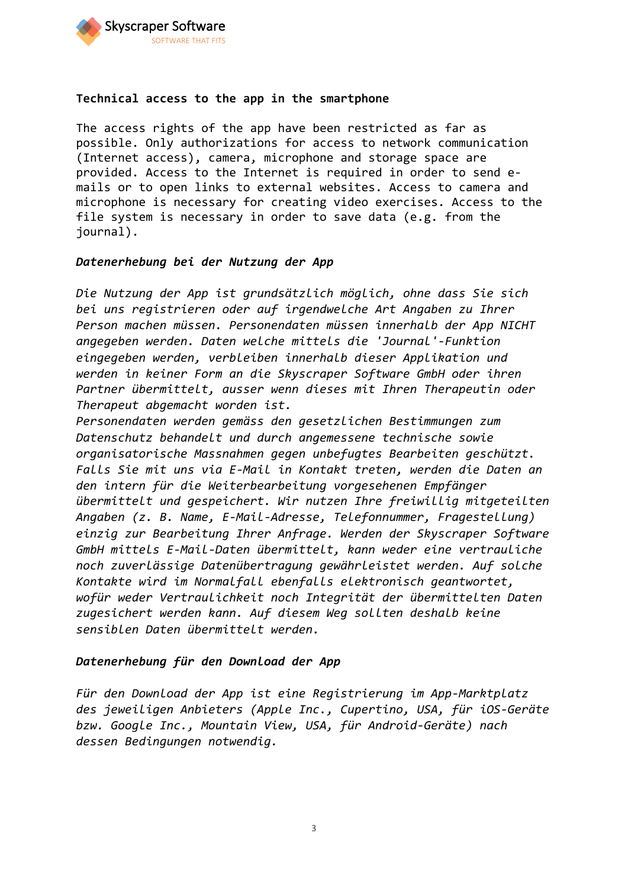**Technical access to the app in the smartphone**

The access rights of the app have been restricted as far as possible. Only authorizations for access to network communication (Internet access), camera, microphone and storage space are provided. Access to the Internet is required in order to send e-mails or to open links to external websites. Access to camera and microphone is necessary for creating video exercises. Access to the file system is necessary in order to save data (e.g. from the journal).

***Datenerhebung bei der Nutzung der App***

*Die Nutzung der App ist grundsätzlich möglich, ohne dass Sie sich bei uns registrieren oder auf irgendwelche Art Angaben zu Ihrer Person machen müssen. Personendaten müssen innerhalb der App NICHT angegeben werden. Daten welche mittels die 'Journal'-Funktion eingegeben werden, verbleiben innerhalb dieser Applikation und werden in keiner Form an die Skyscraper Software GmbH oder ihren Partner übermittelt, ausser wenn dieses mit Ihren Therapeutin oder Therapeut abgemacht worden ist.*
*Personendaten werden gemäss den gesetzlichen Bestimmungen zum Datenschutz behandelt und durch angemessene technische sowie organisatorische Massnahmen gegen unbefugtes Bearbeiten geschützt. Falls Sie mit uns via E-Mail in Kontakt treten, werden die Daten an den intern für die Weiterbearbeitung vorgesehenen Empfänger übermittelt und gespeichert. Wir nutzen Ihre freiwillig mitgeteilten Angaben (z. B. Name, E-Mail-Adresse, Telefonnummer, Fragestellung) einzig zur Bearbeitung Ihrer Anfrage. Werden der Skyscraper Software GmbH mittels E-Mail-Daten übermittelt, kann weder eine vertrauliche noch zuverlässige Datenübertragung gewährleistet werden. Auf solche Kontakte wird im Normalfall ebenfalls elektronisch geantwortet, wofür weder Vertraulichkeit noch Integrität der übermittelten Daten zugesichert werden kann. Auf diesem Weg sollten deshalb keine sensiblen Daten übermittelt werden.*

***Datenerhebung für den Download der App***

*Für den Download der App ist eine Registrierung im App-Marktplatz des jeweiligen Anbieters (Apple Inc., Cupertino, USA, für iOS-Geräte bzw. Google Inc., Mountain View, USA, für Android-Geräte) nach dessen Bedingungen notwendig.*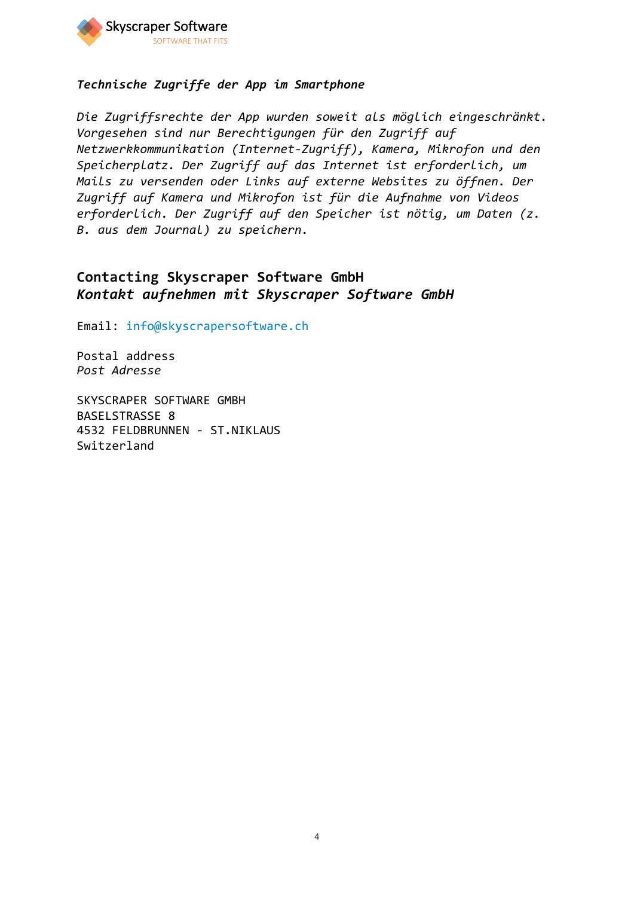***Technische Zugriffe der App im Smartphone***

*Die Zugriffsrechte der App wurden soweit als möglich eingeschränkt. Vorgesehen sind nur Berechtigungen für den Zugriff auf Netzwerkkommunikation (Internet-Zugriff), Kamera, Mikrofon und den Speicherplatz. Der Zugriff auf das Internet ist erforderlich, um Mails zu versenden oder Links auf externe Websites zu öffnen. Der Zugriff auf Kamera und Mikrofon ist für die Aufnahme von Videos erforderlich. Der Zugriff auf den Speicher ist nötig, um Daten (z. B. aus dem Journal) zu speichern.*

## Contacting Skyscraper Software GmbH
## *Kontakt aufnehmen mit Skyscraper Software GmbH*

Email: info@skyscrapersoftware.ch

Postal address
*Post Adresse*

SKYSCRAPER SOFTWARE GMBH
BASELSTRASSE 8
4532 FELDBRUNNEN - ST.NIKLAUS
Switzerland